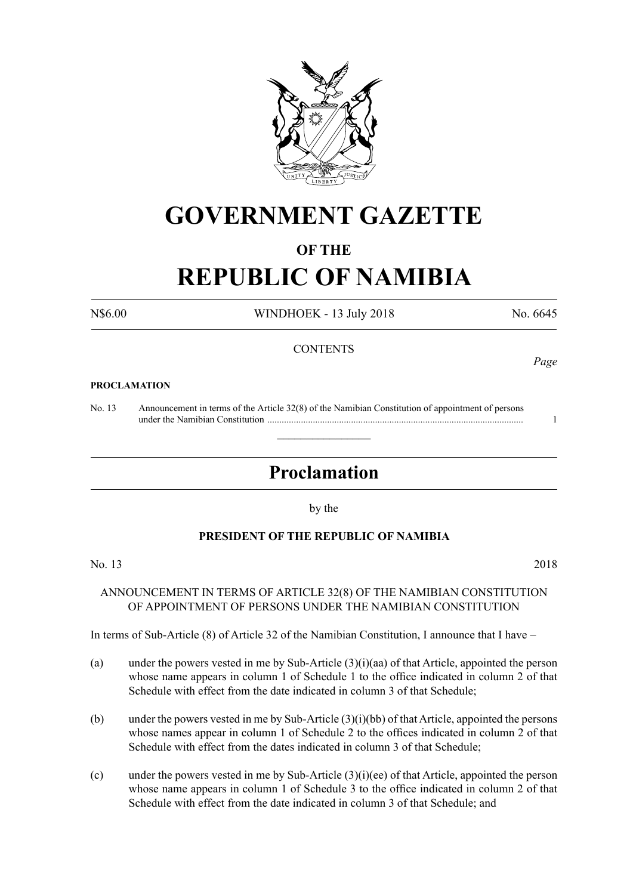# GOVERNMENT GAZETTE

## OF THE

# REPUBLIC OF NAMIBIA

N$6.00 WINDHOEK - 13 July 2018 No. 6645

CONTENTS

*Page*

**PROCLAMATION**

No. 13 Announcement in terms of the Article 32(8) of the Namibian Constitution of appointment of persons under the Namibian Constitution ............................................................................................................ 1

---

## Proclamation

by the

**PRESIDENT OF THE REPUBLIC OF NAMIBIA**

No. 13 2018

ANNOUNCEMENT IN TERMS OF ARTICLE 32(8) OF THE NAMIBIAN CONSTITUTION OF APPOINTMENT OF PERSONS UNDER THE NAMIBIAN CONSTITUTION

In terms of Sub-Article (8) of Article 32 of the Namibian Constitution, I announce that I have –

(a) under the powers vested in me by Sub-Article (3)(i)(aa) of that Article, appointed the person whose name appears in column 1 of Schedule 1 to the office indicated in column 2 of that Schedule with effect from the date indicated in column 3 of that Schedule;

(b) under the powers vested in me by Sub-Article (3)(i)(bb) of that Article, appointed the persons whose names appear in column 1 of Schedule 2 to the offices indicated in column 2 of that Schedule with effect from the dates indicated in column 3 of that Schedule;

(c) under the powers vested in me by Sub-Article (3)(i)(ee) of that Article, appointed the person whose name appears in column 1 of Schedule 3 to the office indicated in column 2 of that Schedule with effect from the date indicated in column 3 of that Schedule; and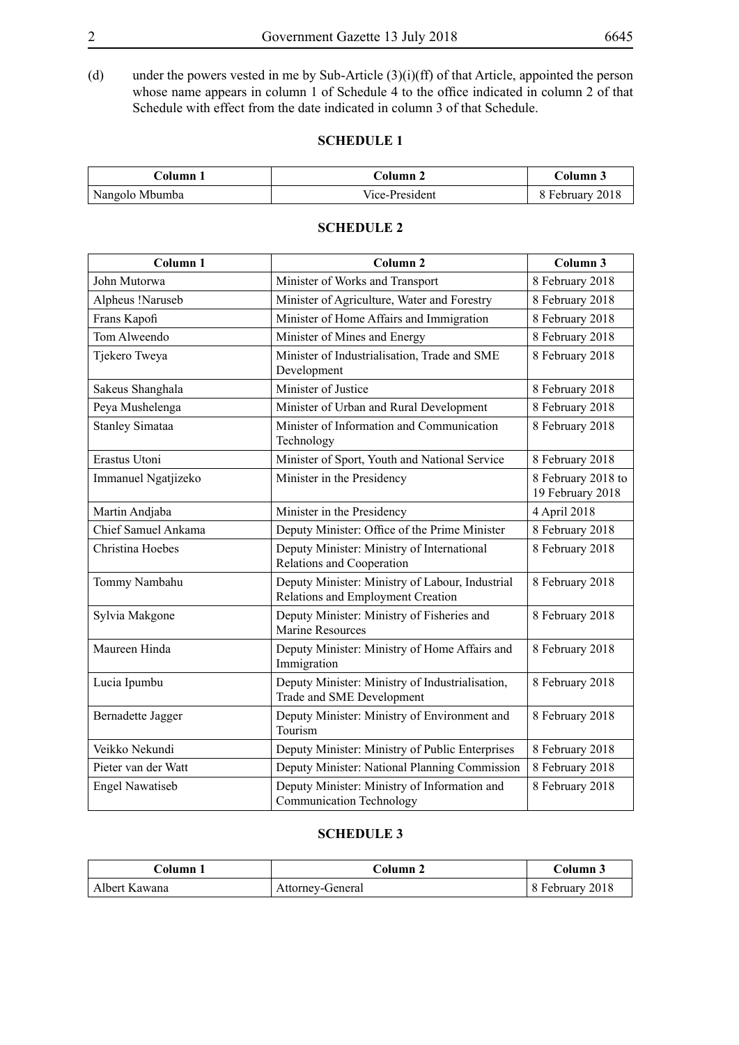(d) under the powers vested in me by Sub-Article (3)(i)(ff) of that Article, appointed the person whose name appears in column 1 of Schedule 4 to the office indicated in column 2 of that Schedule with effect from the date indicated in column 3 of that Schedule.

## SCHEDULE 1

| Column 1 | Column 2 | Column 3 |
|---|---|---|
| Nangolo Mbumba | Vice-President | 8 February 2018 |

## SCHEDULE 2

| Column 1 | Column 2 | Column 3 |
|---|---|---|
| John Mutorwa | Minister of Works and Transport | 8 February 2018 |
| Alpheus !Naruseb | Minister of Agriculture, Water and Forestry | 8 February 2018 |
| Frans Kapofi | Minister of Home Affairs and Immigration | 8 February 2018 |
| Tom Alweendo | Minister of Mines and Energy | 8 February 2018 |
| Tjekero Tweya | Minister of Industrialisation, Trade and SME Development | 8 February 2018 |
| Sakeus Shanghala | Minister of Justice | 8 February 2018 |
| Peya Mushelenga | Minister of Urban and Rural Development | 8 February 2018 |
| Stanley Simataa | Minister of Information and Communication Technology | 8 February 2018 |
| Erastus Utoni | Minister of Sport, Youth and National Service | 8 February 2018 |
| Immanuel Ngatjizeko | Minister in the Presidency | 8 February 2018 to 19 February 2018 |
| Martin Andjaba | Minister in the Presidency | 4 April 2018 |
| Chief Samuel Ankama | Deputy Minister: Office of the Prime Minister | 8 February 2018 |
| Christina Hoebes | Deputy Minister: Ministry of International Relations and Cooperation | 8 February 2018 |
| Tommy Nambahu | Deputy Minister: Ministry of Labour, Industrial Relations and Employment Creation | 8 February 2018 |
| Sylvia Makgone | Deputy Minister: Ministry of Fisheries and Marine Resources | 8 February 2018 |
| Maureen Hinda | Deputy Minister: Ministry of Home Affairs and Immigration | 8 February 2018 |
| Lucia Ipumbu | Deputy Minister: Ministry of Industrialisation, Trade and SME Development | 8 February 2018 |
| Bernadette Jagger | Deputy Minister: Ministry of Environment and Tourism | 8 February 2018 |
| Veikko Nekundi | Deputy Minister: Ministry of Public Enterprises | 8 February 2018 |
| Pieter van der Watt | Deputy Minister: National Planning Commission | 8 February 2018 |
| Engel Nawatiseb | Deputy Minister: Ministry of Information and Communication Technology | 8 February 2018 |

## SCHEDULE 3

| Column 1 | Column 2 | Column 3 |
|---|---|---|
| Albert Kawana | Attorney-General | 8 February 2018 |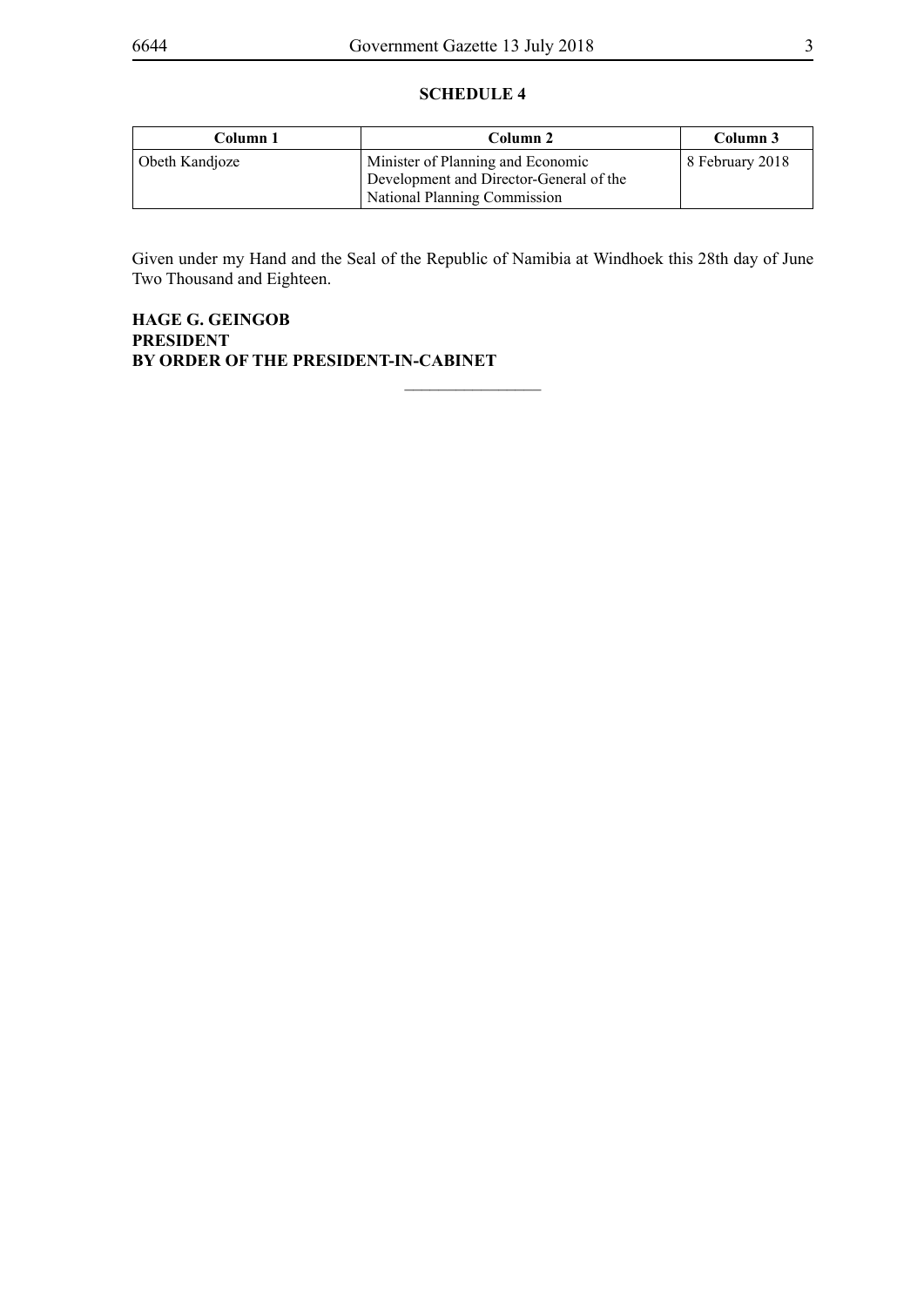## SCHEDULE 4

| Column 1 | Column 2 | Column 3 |
|---|---|---|
| Obeth Kandjoze | Minister of Planning and Economic Development and Director-General of the National Planning Commission | 8 February 2018 |

Given under my Hand and the Seal of the Republic of Namibia at Windhoek this 28th day of June Two Thousand and Eighteen.

**HAGE G. GEINGOB**
**PRESIDENT**
**BY ORDER OF THE PRESIDENT-IN-CABINET**

________________